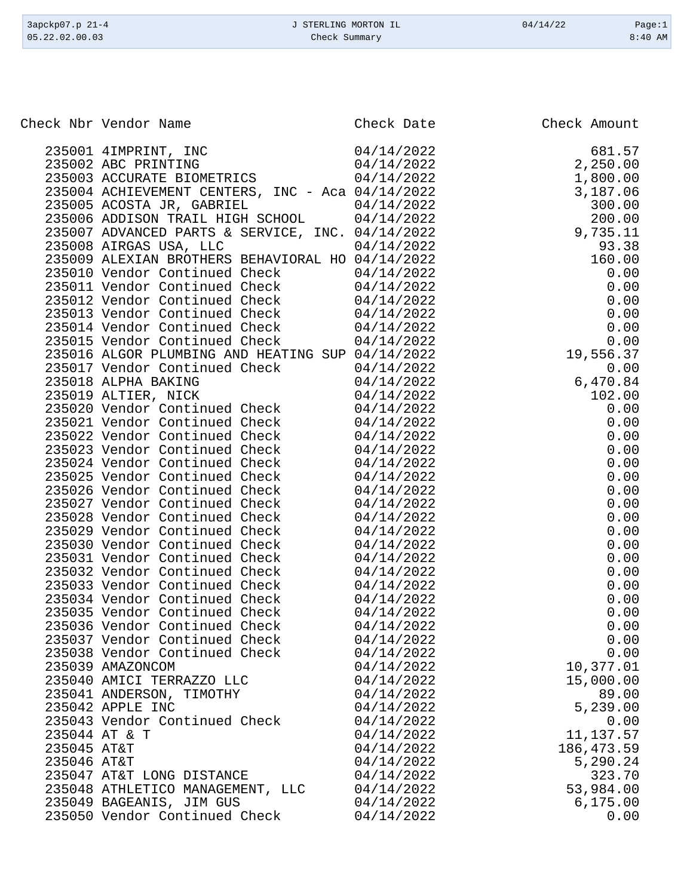3apckp07.p 21-4 | J STERLING MORTON IL | 04/14/22 | Page:1
05.22.02.00.03 | Check Summary | 8:40 AM

| Check Nbr | Vendor Name | Check Date | Check Amount |
|---|---|---|---|
| 235001 | 4IMPRINT, INC | 04/14/2022 | 681.57 |
| 235002 | ABC PRINTING | 04/14/2022 | 2,250.00 |
| 235003 | ACCURATE BIOMETRICS | 04/14/2022 | 1,800.00 |
| 235004 | ACHIEVEMENT CENTERS, INC - Aca | 04/14/2022 | 3,187.06 |
| 235005 | ACOSTA JR, GABRIEL | 04/14/2022 | 300.00 |
| 235006 | ADDISON TRAIL HIGH SCHOOL | 04/14/2022 | 200.00 |
| 235007 | ADVANCED PARTS & SERVICE, INC. | 04/14/2022 | 9,735.11 |
| 235008 | AIRGAS USA, LLC | 04/14/2022 | 93.38 |
| 235009 | ALEXIAN BROTHERS BEHAVIORAL HO | 04/14/2022 | 160.00 |
| 235010 | Vendor Continued Check | 04/14/2022 | 0.00 |
| 235011 | Vendor Continued Check | 04/14/2022 | 0.00 |
| 235012 | Vendor Continued Check | 04/14/2022 | 0.00 |
| 235013 | Vendor Continued Check | 04/14/2022 | 0.00 |
| 235014 | Vendor Continued Check | 04/14/2022 | 0.00 |
| 235015 | Vendor Continued Check | 04/14/2022 | 0.00 |
| 235016 | ALGOR PLUMBING AND HEATING SUP | 04/14/2022 | 19,556.37 |
| 235017 | Vendor Continued Check | 04/14/2022 | 0.00 |
| 235018 | ALPHA BAKING | 04/14/2022 | 6,470.84 |
| 235019 | ALTIER, NICK | 04/14/2022 | 102.00 |
| 235020 | Vendor Continued Check | 04/14/2022 | 0.00 |
| 235021 | Vendor Continued Check | 04/14/2022 | 0.00 |
| 235022 | Vendor Continued Check | 04/14/2022 | 0.00 |
| 235023 | Vendor Continued Check | 04/14/2022 | 0.00 |
| 235024 | Vendor Continued Check | 04/14/2022 | 0.00 |
| 235025 | Vendor Continued Check | 04/14/2022 | 0.00 |
| 235026 | Vendor Continued Check | 04/14/2022 | 0.00 |
| 235027 | Vendor Continued Check | 04/14/2022 | 0.00 |
| 235028 | Vendor Continued Check | 04/14/2022 | 0.00 |
| 235029 | Vendor Continued Check | 04/14/2022 | 0.00 |
| 235030 | Vendor Continued Check | 04/14/2022 | 0.00 |
| 235031 | Vendor Continued Check | 04/14/2022 | 0.00 |
| 235032 | Vendor Continued Check | 04/14/2022 | 0.00 |
| 235033 | Vendor Continued Check | 04/14/2022 | 0.00 |
| 235034 | Vendor Continued Check | 04/14/2022 | 0.00 |
| 235035 | Vendor Continued Check | 04/14/2022 | 0.00 |
| 235036 | Vendor Continued Check | 04/14/2022 | 0.00 |
| 235037 | Vendor Continued Check | 04/14/2022 | 0.00 |
| 235038 | Vendor Continued Check | 04/14/2022 | 0.00 |
| 235039 | AMAZONCOM | 04/14/2022 | 10,377.01 |
| 235040 | AMICI TERRAZZO LLC | 04/14/2022 | 15,000.00 |
| 235041 | ANDERSON, TIMOTHY | 04/14/2022 | 89.00 |
| 235042 | APPLE INC | 04/14/2022 | 5,239.00 |
| 235043 | Vendor Continued Check | 04/14/2022 | 0.00 |
| 235044 | AT & T | 04/14/2022 | 11,137.57 |
| 235045 | AT&T | 04/14/2022 | 186,473.59 |
| 235046 | AT&T | 04/14/2022 | 5,290.24 |
| 235047 | AT&T LONG DISTANCE | 04/14/2022 | 323.70 |
| 235048 | ATHLETICO MANAGEMENT, LLC | 04/14/2022 | 53,984.00 |
| 235049 | BAGEANIS, JIM GUS | 04/14/2022 | 6,175.00 |
| 235050 | Vendor Continued Check | 04/14/2022 | 0.00 |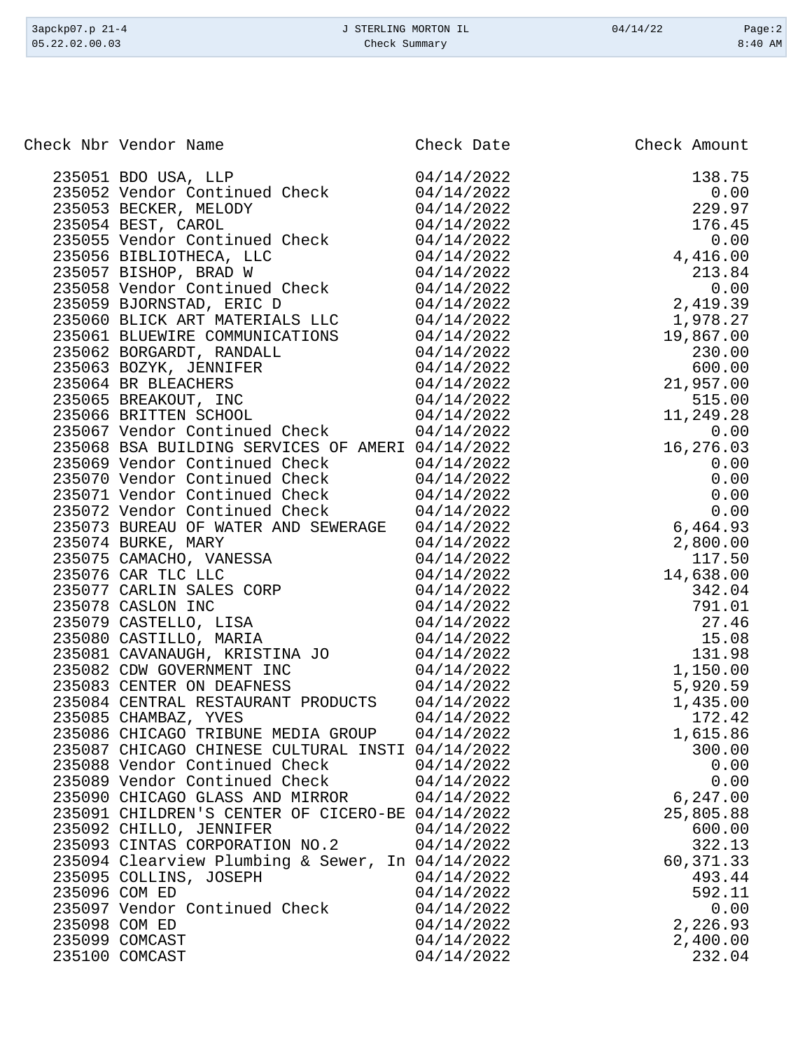| Check Nbr | Vendor Name | Check Date | Check Amount |
|---|---|---|---|
| 235051 | BDO USA, LLP | 04/14/2022 | 138.75 |
| 235052 | Vendor Continued Check | 04/14/2022 | 0.00 |
| 235053 | BECKER, MELODY | 04/14/2022 | 229.97 |
| 235054 | BEST, CAROL | 04/14/2022 | 176.45 |
| 235055 | Vendor Continued Check | 04/14/2022 | 0.00 |
| 235056 | BIBLIOTHECA, LLC | 04/14/2022 | 4,416.00 |
| 235057 | BISHOP, BRAD W | 04/14/2022 | 213.84 |
| 235058 | Vendor Continued Check | 04/14/2022 | 0.00 |
| 235059 | BJORNSTAD, ERIC D | 04/14/2022 | 2,419.39 |
| 235060 | BLICK ART MATERIALS LLC | 04/14/2022 | 1,978.27 |
| 235061 | BLUEWIRE COMMUNICATIONS | 04/14/2022 | 19,867.00 |
| 235062 | BORGARDT, RANDALL | 04/14/2022 | 230.00 |
| 235063 | BOZYK, JENNIFER | 04/14/2022 | 600.00 |
| 235064 | BR BLEACHERS | 04/14/2022 | 21,957.00 |
| 235065 | BREAKOUT, INC | 04/14/2022 | 515.00 |
| 235066 | BRITTEN SCHOOL | 04/14/2022 | 11,249.28 |
| 235067 | Vendor Continued Check | 04/14/2022 | 0.00 |
| 235068 | BSA BUILDING SERVICES OF AMERI | 04/14/2022 | 16,276.03 |
| 235069 | Vendor Continued Check | 04/14/2022 | 0.00 |
| 235070 | Vendor Continued Check | 04/14/2022 | 0.00 |
| 235071 | Vendor Continued Check | 04/14/2022 | 0.00 |
| 235072 | Vendor Continued Check | 04/14/2022 | 0.00 |
| 235073 | BUREAU OF WATER AND SEWERAGE | 04/14/2022 | 6,464.93 |
| 235074 | BURKE, MARY | 04/14/2022 | 2,800.00 |
| 235075 | CAMACHO, VANESSA | 04/14/2022 | 117.50 |
| 235076 | CAR TLC LLC | 04/14/2022 | 14,638.00 |
| 235077 | CARLIN SALES CORP | 04/14/2022 | 342.04 |
| 235078 | CASLON INC | 04/14/2022 | 791.01 |
| 235079 | CASTELLO, LISA | 04/14/2022 | 27.46 |
| 235080 | CASTILLO, MARIA | 04/14/2022 | 15.08 |
| 235081 | CAVANAUGH, KRISTINA JO | 04/14/2022 | 131.98 |
| 235082 | CDW GOVERNMENT INC | 04/14/2022 | 1,150.00 |
| 235083 | CENTER ON DEAFNESS | 04/14/2022 | 5,920.59 |
| 235084 | CENTRAL RESTAURANT PRODUCTS | 04/14/2022 | 1,435.00 |
| 235085 | CHAMBAZ, YVES | 04/14/2022 | 172.42 |
| 235086 | CHICAGO TRIBUNE MEDIA GROUP | 04/14/2022 | 1,615.86 |
| 235087 | CHICAGO CHINESE CULTURAL INSTI | 04/14/2022 | 300.00 |
| 235088 | Vendor Continued Check | 04/14/2022 | 0.00 |
| 235089 | Vendor Continued Check | 04/14/2022 | 0.00 |
| 235090 | CHICAGO GLASS AND MIRROR | 04/14/2022 | 6,247.00 |
| 235091 | CHILDREN'S CENTER OF CICERO-BE | 04/14/2022 | 25,805.88 |
| 235092 | CHILLO, JENNIFER | 04/14/2022 | 600.00 |
| 235093 | CINTAS CORPORATION NO.2 | 04/14/2022 | 322.13 |
| 235094 | Clearview Plumbing & Sewer, In | 04/14/2022 | 60,371.33 |
| 235095 | COLLINS, JOSEPH | 04/14/2022 | 493.44 |
| 235096 | COM ED | 04/14/2022 | 592.11 |
| 235097 | Vendor Continued Check | 04/14/2022 | 0.00 |
| 235098 | COM ED | 04/14/2022 | 2,226.93 |
| 235099 | COMCAST | 04/14/2022 | 2,400.00 |
| 235100 | COMCAST | 04/14/2022 | 232.04 |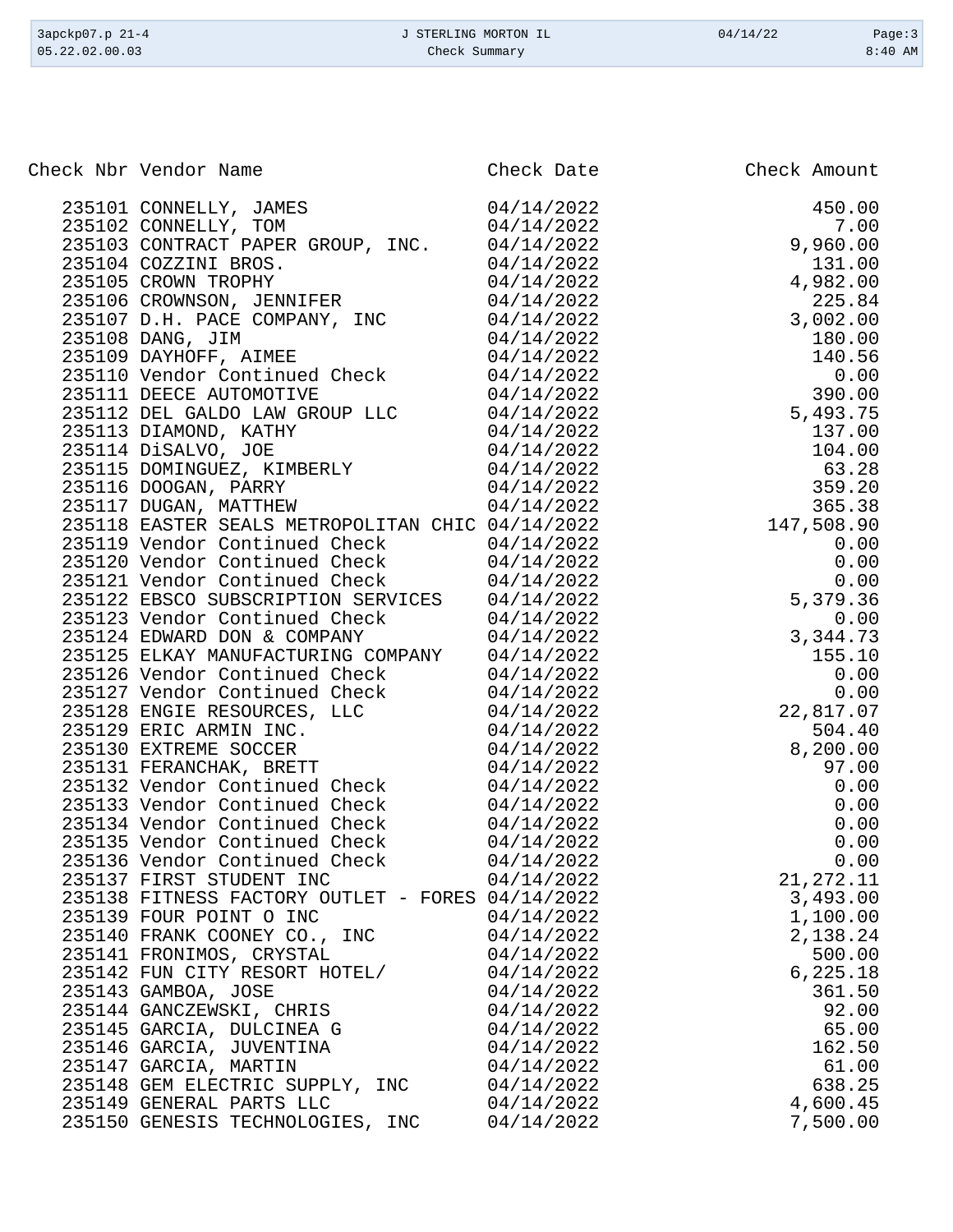| Check Nbr | Vendor Name | Check Date | Check Amount |
|---|---|---|---|
| 235101 | CONNELLY, JAMES | 04/14/2022 | 450.00 |
| 235102 | CONNELLY, TOM | 04/14/2022 | 7.00 |
| 235103 | CONTRACT PAPER GROUP, INC. | 04/14/2022 | 9,960.00 |
| 235104 | COZZINI BROS. | 04/14/2022 | 131.00 |
| 235105 | CROWN TROPHY | 04/14/2022 | 4,982.00 |
| 235106 | CROWNSON, JENNIFER | 04/14/2022 | 225.84 |
| 235107 | D.H. PACE COMPANY, INC | 04/14/2022 | 3,002.00 |
| 235108 | DANG, JIM | 04/14/2022 | 180.00 |
| 235109 | DAYHOFF, AIMEE | 04/14/2022 | 140.56 |
| 235110 | Vendor Continued Check | 04/14/2022 | 0.00 |
| 235111 | DEECE AUTOMOTIVE | 04/14/2022 | 390.00 |
| 235112 | DEL GALDO LAW GROUP LLC | 04/14/2022 | 5,493.75 |
| 235113 | DIAMOND, KATHY | 04/14/2022 | 137.00 |
| 235114 | DiSALVO, JOE | 04/14/2022 | 104.00 |
| 235115 | DOMINGUEZ, KIMBERLY | 04/14/2022 | 63.28 |
| 235116 | DOOGAN, PARRY | 04/14/2022 | 359.20 |
| 235117 | DUGAN, MATTHEW | 04/14/2022 | 365.38 |
| 235118 | EASTER SEALS METROPOLITAN CHIC | 04/14/2022 | 147,508.90 |
| 235119 | Vendor Continued Check | 04/14/2022 | 0.00 |
| 235120 | Vendor Continued Check | 04/14/2022 | 0.00 |
| 235121 | Vendor Continued Check | 04/14/2022 | 0.00 |
| 235122 | EBSCO SUBSCRIPTION SERVICES | 04/14/2022 | 5,379.36 |
| 235123 | Vendor Continued Check | 04/14/2022 | 0.00 |
| 235124 | EDWARD DON & COMPANY | 04/14/2022 | 3,344.73 |
| 235125 | ELKAY MANUFACTURING COMPANY | 04/14/2022 | 155.10 |
| 235126 | Vendor Continued Check | 04/14/2022 | 0.00 |
| 235127 | Vendor Continued Check | 04/14/2022 | 0.00 |
| 235128 | ENGIE RESOURCES, LLC | 04/14/2022 | 22,817.07 |
| 235129 | ERIC ARMIN INC. | 04/14/2022 | 504.40 |
| 235130 | EXTREME SOCCER | 04/14/2022 | 8,200.00 |
| 235131 | FERANCHAK, BRETT | 04/14/2022 | 97.00 |
| 235132 | Vendor Continued Check | 04/14/2022 | 0.00 |
| 235133 | Vendor Continued Check | 04/14/2022 | 0.00 |
| 235134 | Vendor Continued Check | 04/14/2022 | 0.00 |
| 235135 | Vendor Continued Check | 04/14/2022 | 0.00 |
| 235136 | Vendor Continued Check | 04/14/2022 | 0.00 |
| 235137 | FIRST STUDENT INC | 04/14/2022 | 21,272.11 |
| 235138 | FITNESS FACTORY OUTLET - FORES | 04/14/2022 | 3,493.00 |
| 235139 | FOUR POINT O INC | 04/14/2022 | 1,100.00 |
| 235140 | FRANK COONEY CO., INC | 04/14/2022 | 2,138.24 |
| 235141 | FRONIMOS, CRYSTAL | 04/14/2022 | 500.00 |
| 235142 | FUN CITY RESORT HOTEL/ | 04/14/2022 | 6,225.18 |
| 235143 | GAMBOA, JOSE | 04/14/2022 | 361.50 |
| 235144 | GANCZEWSKI, CHRIS | 04/14/2022 | 92.00 |
| 235145 | GARCIA, DULCINEA G | 04/14/2022 | 65.00 |
| 235146 | GARCIA, JUVENTINA | 04/14/2022 | 162.50 |
| 235147 | GARCIA, MARTIN | 04/14/2022 | 61.00 |
| 235148 | GEM ELECTRIC SUPPLY, INC | 04/14/2022 | 638.25 |
| 235149 | GENERAL PARTS LLC | 04/14/2022 | 4,600.45 |
| 235150 | GENESIS TECHNOLOGIES, INC | 04/14/2022 | 7,500.00 |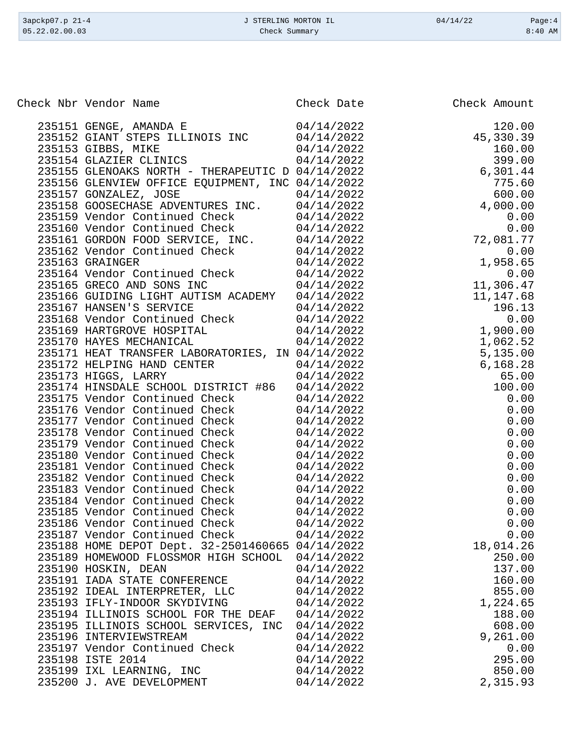| Check Nbr | Vendor Name | Check Date | Check Amount |
|---|---|---|---|
| 235151 | GENGE, AMANDA E | 04/14/2022 | 120.00 |
| 235152 | GIANT STEPS ILLINOIS INC | 04/14/2022 | 45,330.39 |
| 235153 | GIBBS, MIKE | 04/14/2022 | 160.00 |
| 235154 | GLAZIER CLINICS | 04/14/2022 | 399.00 |
| 235155 | GLENOAKS NORTH - THERAPEUTIC D | 04/14/2022 | 6,301.44 |
| 235156 | GLENVIEW OFFICE EQUIPMENT, INC | 04/14/2022 | 775.60 |
| 235157 | GONZALEZ, JOSE | 04/14/2022 | 600.00 |
| 235158 | GOOSECHASE ADVENTURES INC. | 04/14/2022 | 4,000.00 |
| 235159 | Vendor Continued Check | 04/14/2022 | 0.00 |
| 235160 | Vendor Continued Check | 04/14/2022 | 0.00 |
| 235161 | GORDON FOOD SERVICE, INC. | 04/14/2022 | 72,081.77 |
| 235162 | Vendor Continued Check | 04/14/2022 | 0.00 |
| 235163 | GRAINGER | 04/14/2022 | 1,958.65 |
| 235164 | Vendor Continued Check | 04/14/2022 | 0.00 |
| 235165 | GRECO AND SONS INC | 04/14/2022 | 11,306.47 |
| 235166 | GUIDING LIGHT AUTISM ACADEMY | 04/14/2022 | 11,147.68 |
| 235167 | HANSEN'S SERVICE | 04/14/2022 | 196.13 |
| 235168 | Vendor Continued Check | 04/14/2022 | 0.00 |
| 235169 | HARTGROVE HOSPITAL | 04/14/2022 | 1,900.00 |
| 235170 | HAYES MECHANICAL | 04/14/2022 | 1,062.52 |
| 235171 | HEAT TRANSFER LABORATORIES, IN | 04/14/2022 | 5,135.00 |
| 235172 | HELPING HAND CENTER | 04/14/2022 | 6,168.28 |
| 235173 | HIGGS, LARRY | 04/14/2022 | 65.00 |
| 235174 | HINSDALE SCHOOL DISTRICT #86 | 04/14/2022 | 100.00 |
| 235175 | Vendor Continued Check | 04/14/2022 | 0.00 |
| 235176 | Vendor Continued Check | 04/14/2022 | 0.00 |
| 235177 | Vendor Continued Check | 04/14/2022 | 0.00 |
| 235178 | Vendor Continued Check | 04/14/2022 | 0.00 |
| 235179 | Vendor Continued Check | 04/14/2022 | 0.00 |
| 235180 | Vendor Continued Check | 04/14/2022 | 0.00 |
| 235181 | Vendor Continued Check | 04/14/2022 | 0.00 |
| 235182 | Vendor Continued Check | 04/14/2022 | 0.00 |
| 235183 | Vendor Continued Check | 04/14/2022 | 0.00 |
| 235184 | Vendor Continued Check | 04/14/2022 | 0.00 |
| 235185 | Vendor Continued Check | 04/14/2022 | 0.00 |
| 235186 | Vendor Continued Check | 04/14/2022 | 0.00 |
| 235187 | Vendor Continued Check | 04/14/2022 | 0.00 |
| 235188 | HOME DEPOT Dept. 32-2501460665 | 04/14/2022 | 18,014.26 |
| 235189 | HOMEWOOD FLOSSMOR HIGH SCHOOL | 04/14/2022 | 250.00 |
| 235190 | HOSKIN, DEAN | 04/14/2022 | 137.00 |
| 235191 | IADA STATE CONFERENCE | 04/14/2022 | 160.00 |
| 235192 | IDEAL INTERPRETER, LLC | 04/14/2022 | 855.00 |
| 235193 | IFLY-INDOOR SKYDIVING | 04/14/2022 | 1,224.65 |
| 235194 | ILLINOIS SCHOOL FOR THE DEAF | 04/14/2022 | 188.00 |
| 235195 | ILLINOIS SCHOOL SERVICES, INC | 04/14/2022 | 608.00 |
| 235196 | INTERVIEWSTREAM | 04/14/2022 | 9,261.00 |
| 235197 | Vendor Continued Check | 04/14/2022 | 0.00 |
| 235198 | ISTE 2014 | 04/14/2022 | 295.00 |
| 235199 | IXL LEARNING, INC | 04/14/2022 | 850.00 |
| 235200 | J. AVE DEVELOPMENT | 04/14/2022 | 2,315.93 |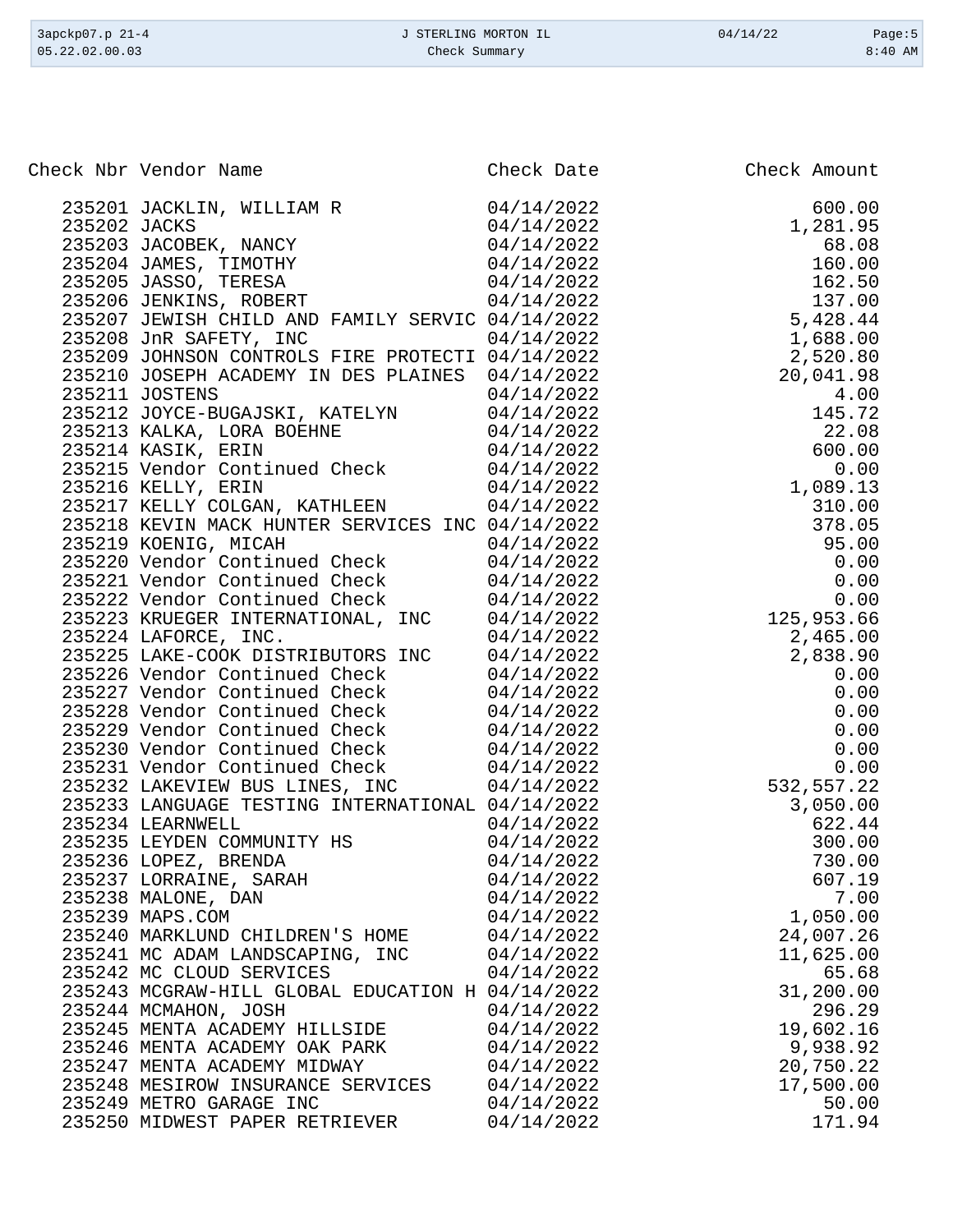| Check Nbr | Vendor Name | Check Date | Check Amount |
|---|---|---|---|
| 235201 | JACKLIN, WILLIAM R | 04/14/2022 | 600.00 |
| 235202 | JACKS | 04/14/2022 | 1,281.95 |
| 235203 | JACOBEK, NANCY | 04/14/2022 | 68.08 |
| 235204 | JAMES, TIMOTHY | 04/14/2022 | 160.00 |
| 235205 | JASSO, TERESA | 04/14/2022 | 162.50 |
| 235206 | JENKINS, ROBERT | 04/14/2022 | 137.00 |
| 235207 | JEWISH CHILD AND FAMILY SERVIC | 04/14/2022 | 5,428.44 |
| 235208 | JnR SAFETY, INC | 04/14/2022 | 1,688.00 |
| 235209 | JOHNSON CONTROLS FIRE PROTECTI | 04/14/2022 | 2,520.80 |
| 235210 | JOSEPH ACADEMY IN DES PLAINES | 04/14/2022 | 20,041.98 |
| 235211 | JOSTENS | 04/14/2022 | 4.00 |
| 235212 | JOYCE-BUGAJSKI, KATELYN | 04/14/2022 | 145.72 |
| 235213 | KALKA, LORA BOEHNE | 04/14/2022 | 22.08 |
| 235214 | KASIK, ERIN | 04/14/2022 | 600.00 |
| 235215 | Vendor Continued Check | 04/14/2022 | 0.00 |
| 235216 | KELLY, ERIN | 04/14/2022 | 1,089.13 |
| 235217 | KELLY COLGAN, KATHLEEN | 04/14/2022 | 310.00 |
| 235218 | KEVIN MACK HUNTER SERVICES INC | 04/14/2022 | 378.05 |
| 235219 | KOENIG, MICAH | 04/14/2022 | 95.00 |
| 235220 | Vendor Continued Check | 04/14/2022 | 0.00 |
| 235221 | Vendor Continued Check | 04/14/2022 | 0.00 |
| 235222 | Vendor Continued Check | 04/14/2022 | 0.00 |
| 235223 | KRUEGER INTERNATIONAL, INC | 04/14/2022 | 125,953.66 |
| 235224 | LAFORCE, INC. | 04/14/2022 | 2,465.00 |
| 235225 | LAKE-COOK DISTRIBUTORS INC | 04/14/2022 | 2,838.90 |
| 235226 | Vendor Continued Check | 04/14/2022 | 0.00 |
| 235227 | Vendor Continued Check | 04/14/2022 | 0.00 |
| 235228 | Vendor Continued Check | 04/14/2022 | 0.00 |
| 235229 | Vendor Continued Check | 04/14/2022 | 0.00 |
| 235230 | Vendor Continued Check | 04/14/2022 | 0.00 |
| 235231 | Vendor Continued Check | 04/14/2022 | 0.00 |
| 235232 | LAKEVIEW BUS LINES, INC | 04/14/2022 | 532,557.22 |
| 235233 | LANGUAGE TESTING INTERNATIONAL | 04/14/2022 | 3,050.00 |
| 235234 | LEARNWELL | 04/14/2022 | 622.44 |
| 235235 | LEYDEN COMMUNITY HS | 04/14/2022 | 300.00 |
| 235236 | LOPEZ, BRENDA | 04/14/2022 | 730.00 |
| 235237 | LORRAINE, SARAH | 04/14/2022 | 607.19 |
| 235238 | MALONE, DAN | 04/14/2022 | 7.00 |
| 235239 | MAPS.COM | 04/14/2022 | 1,050.00 |
| 235240 | MARKLUND CHILDREN'S HOME | 04/14/2022 | 24,007.26 |
| 235241 | MC ADAM LANDSCAPING, INC | 04/14/2022 | 11,625.00 |
| 235242 | MC CLOUD SERVICES | 04/14/2022 | 65.68 |
| 235243 | MCGRAW-HILL GLOBAL EDUCATION H | 04/14/2022 | 31,200.00 |
| 235244 | MCMAHON, JOSH | 04/14/2022 | 296.29 |
| 235245 | MENTA ACADEMY HILLSIDE | 04/14/2022 | 19,602.16 |
| 235246 | MENTA ACADEMY OAK PARK | 04/14/2022 | 9,938.92 |
| 235247 | MENTA ACADEMY MIDWAY | 04/14/2022 | 20,750.22 |
| 235248 | MESIROW INSURANCE SERVICES | 04/14/2022 | 17,500.00 |
| 235249 | METRO GARAGE INC | 04/14/2022 | 50.00 |
| 235250 | MIDWEST PAPER RETRIEVER | 04/14/2022 | 171.94 |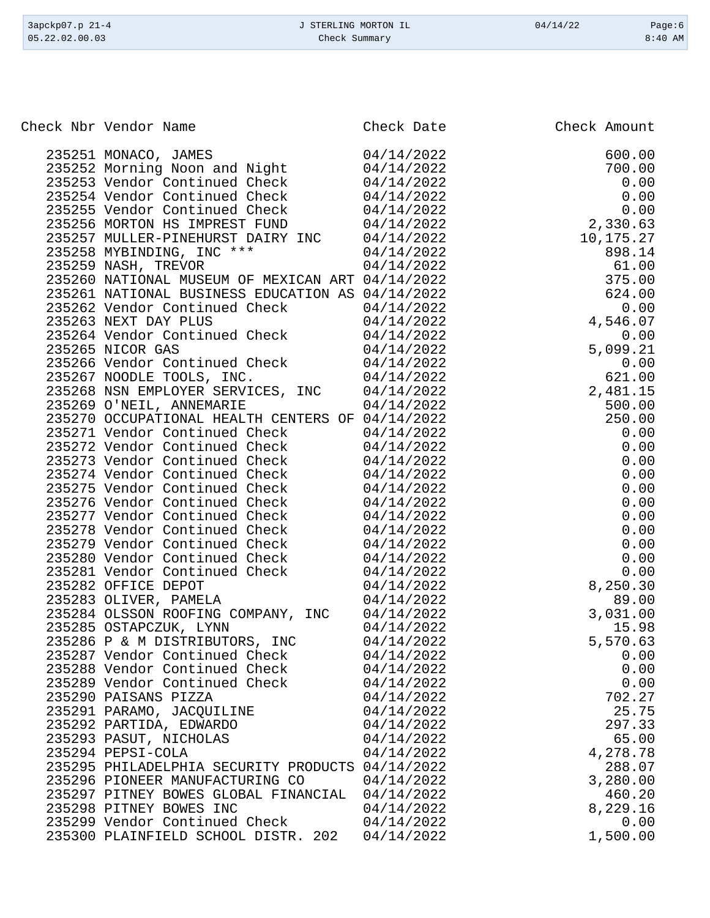| Check Nbr | Vendor Name | Check Date | Check Amount |
|---|---|---|---|
| 235251 | MONACO, JAMES | 04/14/2022 | 600.00 |
| 235252 | Morning Noon and Night | 04/14/2022 | 700.00 |
| 235253 | Vendor Continued Check | 04/14/2022 | 0.00 |
| 235254 | Vendor Continued Check | 04/14/2022 | 0.00 |
| 235255 | Vendor Continued Check | 04/14/2022 | 0.00 |
| 235256 | MORTON HS IMPREST FUND | 04/14/2022 | 2,330.63 |
| 235257 | MULLER-PINEHURST DAIRY INC | 04/14/2022 | 10,175.27 |
| 235258 | MYBINDING, INC *** | 04/14/2022 | 898.14 |
| 235259 | NASH, TREVOR | 04/14/2022 | 61.00 |
| 235260 | NATIONAL MUSEUM OF MEXICAN ART | 04/14/2022 | 375.00 |
| 235261 | NATIONAL BUSINESS EDUCATION AS | 04/14/2022 | 624.00 |
| 235262 | Vendor Continued Check | 04/14/2022 | 0.00 |
| 235263 | NEXT DAY PLUS | 04/14/2022 | 4,546.07 |
| 235264 | Vendor Continued Check | 04/14/2022 | 0.00 |
| 235265 | NICOR GAS | 04/14/2022 | 5,099.21 |
| 235266 | Vendor Continued Check | 04/14/2022 | 0.00 |
| 235267 | NOODLE TOOLS, INC. | 04/14/2022 | 621.00 |
| 235268 | NSN EMPLOYER SERVICES, INC | 04/14/2022 | 2,481.15 |
| 235269 | O'NEIL, ANNEMARIE | 04/14/2022 | 500.00 |
| 235270 | OCCUPATIONAL HEALTH CENTERS OF | 04/14/2022 | 250.00 |
| 235271 | Vendor Continued Check | 04/14/2022 | 0.00 |
| 235272 | Vendor Continued Check | 04/14/2022 | 0.00 |
| 235273 | Vendor Continued Check | 04/14/2022 | 0.00 |
| 235274 | Vendor Continued Check | 04/14/2022 | 0.00 |
| 235275 | Vendor Continued Check | 04/14/2022 | 0.00 |
| 235276 | Vendor Continued Check | 04/14/2022 | 0.00 |
| 235277 | Vendor Continued Check | 04/14/2022 | 0.00 |
| 235278 | Vendor Continued Check | 04/14/2022 | 0.00 |
| 235279 | Vendor Continued Check | 04/14/2022 | 0.00 |
| 235280 | Vendor Continued Check | 04/14/2022 | 0.00 |
| 235281 | Vendor Continued Check | 04/14/2022 | 0.00 |
| 235282 | OFFICE DEPOT | 04/14/2022 | 8,250.30 |
| 235283 | OLIVER, PAMELA | 04/14/2022 | 89.00 |
| 235284 | OLSSON ROOFING COMPANY, INC | 04/14/2022 | 3,031.00 |
| 235285 | OSTAPCZUK, LYNN | 04/14/2022 | 15.98 |
| 235286 | P & M DISTRIBUTORS, INC | 04/14/2022 | 5,570.63 |
| 235287 | Vendor Continued Check | 04/14/2022 | 0.00 |
| 235288 | Vendor Continued Check | 04/14/2022 | 0.00 |
| 235289 | Vendor Continued Check | 04/14/2022 | 0.00 |
| 235290 | PAISANS PIZZA | 04/14/2022 | 702.27 |
| 235291 | PARAMO, JACQUILINE | 04/14/2022 | 25.75 |
| 235292 | PARTIDA, EDWARDO | 04/14/2022 | 297.33 |
| 235293 | PASUT, NICHOLAS | 04/14/2022 | 65.00 |
| 235294 | PEPSI-COLA | 04/14/2022 | 4,278.78 |
| 235295 | PHILADELPHIA SECURITY PRODUCTS | 04/14/2022 | 288.07 |
| 235296 | PIONEER MANUFACTURING CO | 04/14/2022 | 3,280.00 |
| 235297 | PITNEY BOWES GLOBAL FINANCIAL | 04/14/2022 | 460.20 |
| 235298 | PITNEY BOWES INC | 04/14/2022 | 8,229.16 |
| 235299 | Vendor Continued Check | 04/14/2022 | 0.00 |
| 235300 | PLAINFIELD SCHOOL DISTR. 202 | 04/14/2022 | 1,500.00 |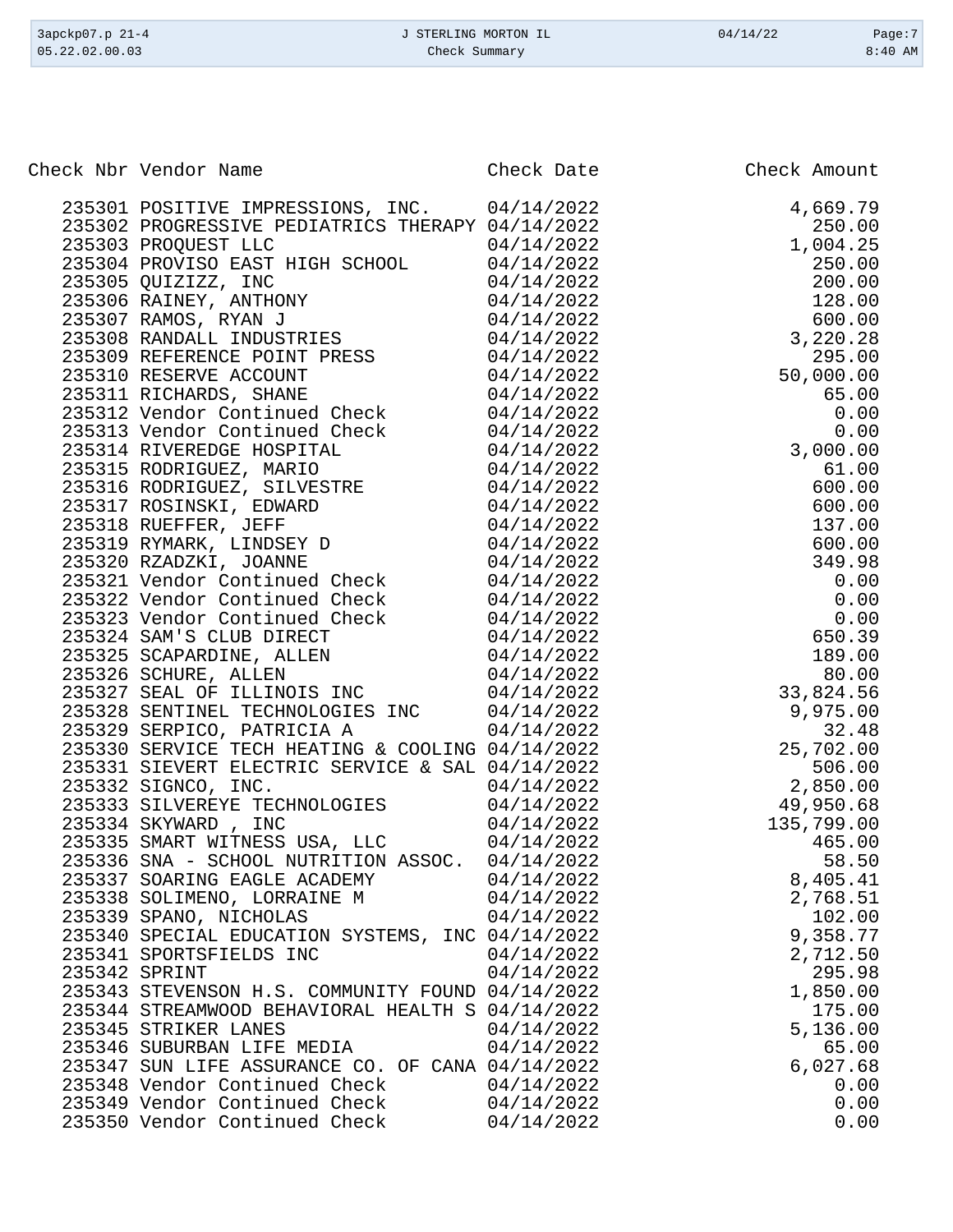| Check Nbr | Vendor Name | Check Date | Check Amount |
|---|---|---|---|
| 235301 | POSITIVE IMPRESSIONS, INC. | 04/14/2022 | 4,669.79 |
| 235302 | PROGRESSIVE PEDIATRICS THERAPY | 04/14/2022 | 250.00 |
| 235303 | PROQUEST LLC | 04/14/2022 | 1,004.25 |
| 235304 | PROVISO EAST HIGH SCHOOL | 04/14/2022 | 250.00 |
| 235305 | QUIZIZZ, INC | 04/14/2022 | 200.00 |
| 235306 | RAINEY, ANTHONY | 04/14/2022 | 128.00 |
| 235307 | RAMOS, RYAN J | 04/14/2022 | 600.00 |
| 235308 | RANDALL INDUSTRIES | 04/14/2022 | 3,220.28 |
| 235309 | REFERENCE POINT PRESS | 04/14/2022 | 295.00 |
| 235310 | RESERVE ACCOUNT | 04/14/2022 | 50,000.00 |
| 235311 | RICHARDS, SHANE | 04/14/2022 | 65.00 |
| 235312 | Vendor Continued Check | 04/14/2022 | 0.00 |
| 235313 | Vendor Continued Check | 04/14/2022 | 0.00 |
| 235314 | RIVEREDGE HOSPITAL | 04/14/2022 | 3,000.00 |
| 235315 | RODRIGUEZ, MARIO | 04/14/2022 | 61.00 |
| 235316 | RODRIGUEZ, SILVESTRE | 04/14/2022 | 600.00 |
| 235317 | ROSINSKI, EDWARD | 04/14/2022 | 600.00 |
| 235318 | RUEFFER, JEFF | 04/14/2022 | 137.00 |
| 235319 | RYMARK, LINDSEY D | 04/14/2022 | 600.00 |
| 235320 | RZADZKI, JOANNE | 04/14/2022 | 349.98 |
| 235321 | Vendor Continued Check | 04/14/2022 | 0.00 |
| 235322 | Vendor Continued Check | 04/14/2022 | 0.00 |
| 235323 | Vendor Continued Check | 04/14/2022 | 0.00 |
| 235324 | SAM'S CLUB DIRECT | 04/14/2022 | 650.39 |
| 235325 | SCAPARDINE, ALLEN | 04/14/2022 | 189.00 |
| 235326 | SCHURE, ALLEN | 04/14/2022 | 80.00 |
| 235327 | SEAL OF ILLINOIS INC | 04/14/2022 | 33,824.56 |
| 235328 | SENTINEL TECHNOLOGIES INC | 04/14/2022 | 9,975.00 |
| 235329 | SERPICO, PATRICIA A | 04/14/2022 | 32.48 |
| 235330 | SERVICE TECH HEATING & COOLING | 04/14/2022 | 25,702.00 |
| 235331 | SIEVERT ELECTRIC SERVICE & SAL | 04/14/2022 | 506.00 |
| 235332 | SIGNCO, INC. | 04/14/2022 | 2,850.00 |
| 235333 | SILVEREYE TECHNOLOGIES | 04/14/2022 | 49,950.68 |
| 235334 | SKYWARD , INC | 04/14/2022 | 135,799.00 |
| 235335 | SMART WITNESS USA, LLC | 04/14/2022 | 465.00 |
| 235336 | SNA - SCHOOL NUTRITION ASSOC. | 04/14/2022 | 58.50 |
| 235337 | SOARING EAGLE ACADEMY | 04/14/2022 | 8,405.41 |
| 235338 | SOLIMENO, LORRAINE M | 04/14/2022 | 2,768.51 |
| 235339 | SPANO, NICHOLAS | 04/14/2022 | 102.00 |
| 235340 | SPECIAL EDUCATION SYSTEMS, INC | 04/14/2022 | 9,358.77 |
| 235341 | SPORTSFIELDS INC | 04/14/2022 | 2,712.50 |
| 235342 | SPRINT | 04/14/2022 | 295.98 |
| 235343 | STEVENSON H.S. COMMUNITY FOUND | 04/14/2022 | 1,850.00 |
| 235344 | STREAMWOOD BEHAVIORAL HEALTH S | 04/14/2022 | 175.00 |
| 235345 | STRIKER LANES | 04/14/2022 | 5,136.00 |
| 235346 | SUBURBAN LIFE MEDIA | 04/14/2022 | 65.00 |
| 235347 | SUN LIFE ASSURANCE CO. OF CANA | 04/14/2022 | 6,027.68 |
| 235348 | Vendor Continued Check | 04/14/2022 | 0.00 |
| 235349 | Vendor Continued Check | 04/14/2022 | 0.00 |
| 235350 | Vendor Continued Check | 04/14/2022 | 0.00 |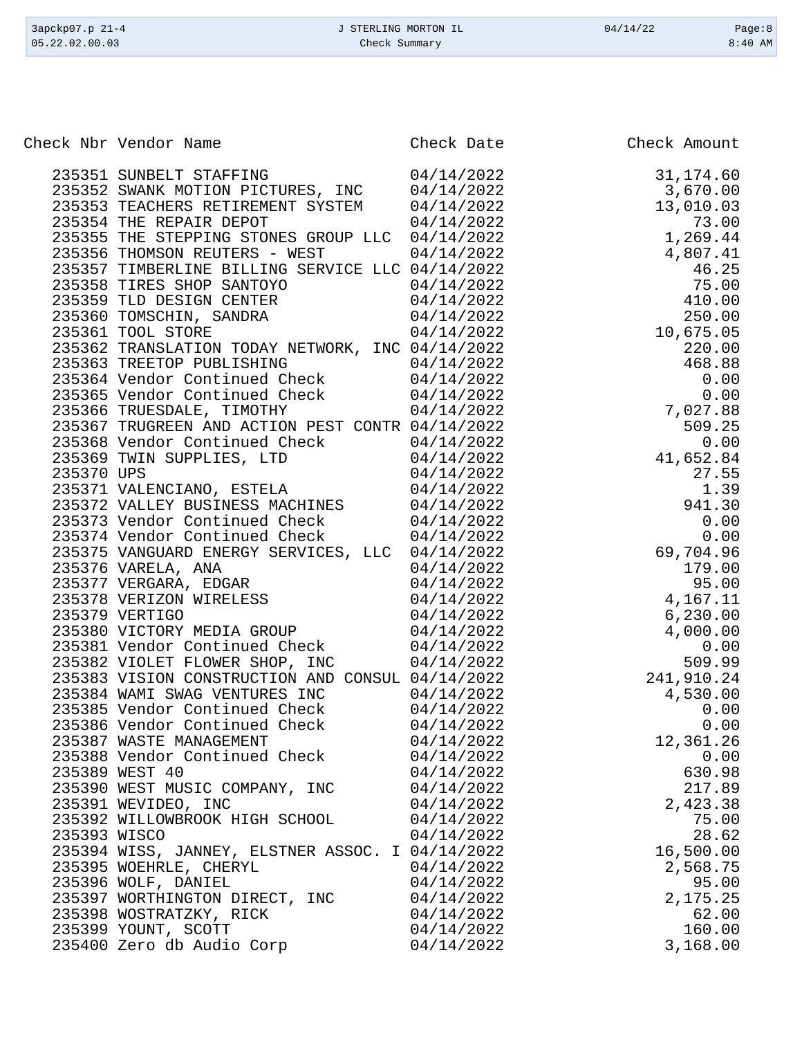| Check Nbr | Vendor Name | Check Date | Check Amount |
|---|---|---|---|
| 235351 | SUNBELT STAFFING | 04/14/2022 | 31,174.60 |
| 235352 | SWANK MOTION PICTURES, INC | 04/14/2022 | 3,670.00 |
| 235353 | TEACHERS RETIREMENT SYSTEM | 04/14/2022 | 13,010.03 |
| 235354 | THE REPAIR DEPOT | 04/14/2022 | 73.00 |
| 235355 | THE STEPPING STONES GROUP LLC | 04/14/2022 | 1,269.44 |
| 235356 | THOMSON REUTERS - WEST | 04/14/2022 | 4,807.41 |
| 235357 | TIMBERLINE BILLING SERVICE LLC | 04/14/2022 | 46.25 |
| 235358 | TIRES SHOP SANTOYO | 04/14/2022 | 75.00 |
| 235359 | TLD DESIGN CENTER | 04/14/2022 | 410.00 |
| 235360 | TOMSCHIN, SANDRA | 04/14/2022 | 250.00 |
| 235361 | TOOL STORE | 04/14/2022 | 10,675.05 |
| 235362 | TRANSLATION TODAY NETWORK, INC | 04/14/2022 | 220.00 |
| 235363 | TREETOP PUBLISHING | 04/14/2022 | 468.88 |
| 235364 | Vendor Continued Check | 04/14/2022 | 0.00 |
| 235365 | Vendor Continued Check | 04/14/2022 | 0.00 |
| 235366 | TRUESDALE, TIMOTHY | 04/14/2022 | 7,027.88 |
| 235367 | TRUGREEN AND ACTION PEST CONTR | 04/14/2022 | 509.25 |
| 235368 | Vendor Continued Check | 04/14/2022 | 0.00 |
| 235369 | TWIN SUPPLIES, LTD | 04/14/2022 | 41,652.84 |
| 235370 | UPS | 04/14/2022 | 27.55 |
| 235371 | VALENCIANO, ESTELA | 04/14/2022 | 1.39 |
| 235372 | VALLEY BUSINESS MACHINES | 04/14/2022 | 941.30 |
| 235373 | Vendor Continued Check | 04/14/2022 | 0.00 |
| 235374 | Vendor Continued Check | 04/14/2022 | 0.00 |
| 235375 | VANGUARD ENERGY SERVICES, LLC | 04/14/2022 | 69,704.96 |
| 235376 | VARELA, ANA | 04/14/2022 | 179.00 |
| 235377 | VERGARA, EDGAR | 04/14/2022 | 95.00 |
| 235378 | VERIZON WIRELESS | 04/14/2022 | 4,167.11 |
| 235379 | VERTIGO | 04/14/2022 | 6,230.00 |
| 235380 | VICTORY MEDIA GROUP | 04/14/2022 | 4,000.00 |
| 235381 | Vendor Continued Check | 04/14/2022 | 0.00 |
| 235382 | VIOLET FLOWER SHOP, INC | 04/14/2022 | 509.99 |
| 235383 | VISION CONSTRUCTION AND CONSUL | 04/14/2022 | 241,910.24 |
| 235384 | WAMI SWAG VENTURES INC | 04/14/2022 | 4,530.00 |
| 235385 | Vendor Continued Check | 04/14/2022 | 0.00 |
| 235386 | Vendor Continued Check | 04/14/2022 | 0.00 |
| 235387 | WASTE MANAGEMENT | 04/14/2022 | 12,361.26 |
| 235388 | Vendor Continued Check | 04/14/2022 | 0.00 |
| 235389 | WEST 40 | 04/14/2022 | 630.98 |
| 235390 | WEST MUSIC COMPANY, INC | 04/14/2022 | 217.89 |
| 235391 | WEVIDEO, INC | 04/14/2022 | 2,423.38 |
| 235392 | WILLOWBROOK HIGH SCHOOL | 04/14/2022 | 75.00 |
| 235393 | WISCO | 04/14/2022 | 28.62 |
| 235394 | WISS, JANNEY, ELSTNER ASSOC. I | 04/14/2022 | 16,500.00 |
| 235395 | WOEHRLE, CHERYL | 04/14/2022 | 2,568.75 |
| 235396 | WOLF, DANIEL | 04/14/2022 | 95.00 |
| 235397 | WORTHINGTON DIRECT, INC | 04/14/2022 | 2,175.25 |
| 235398 | WOSTRATZKY, RICK | 04/14/2022 | 62.00 |
| 235399 | YOUNT, SCOTT | 04/14/2022 | 160.00 |
| 235400 | Zero db Audio Corp | 04/14/2022 | 3,168.00 |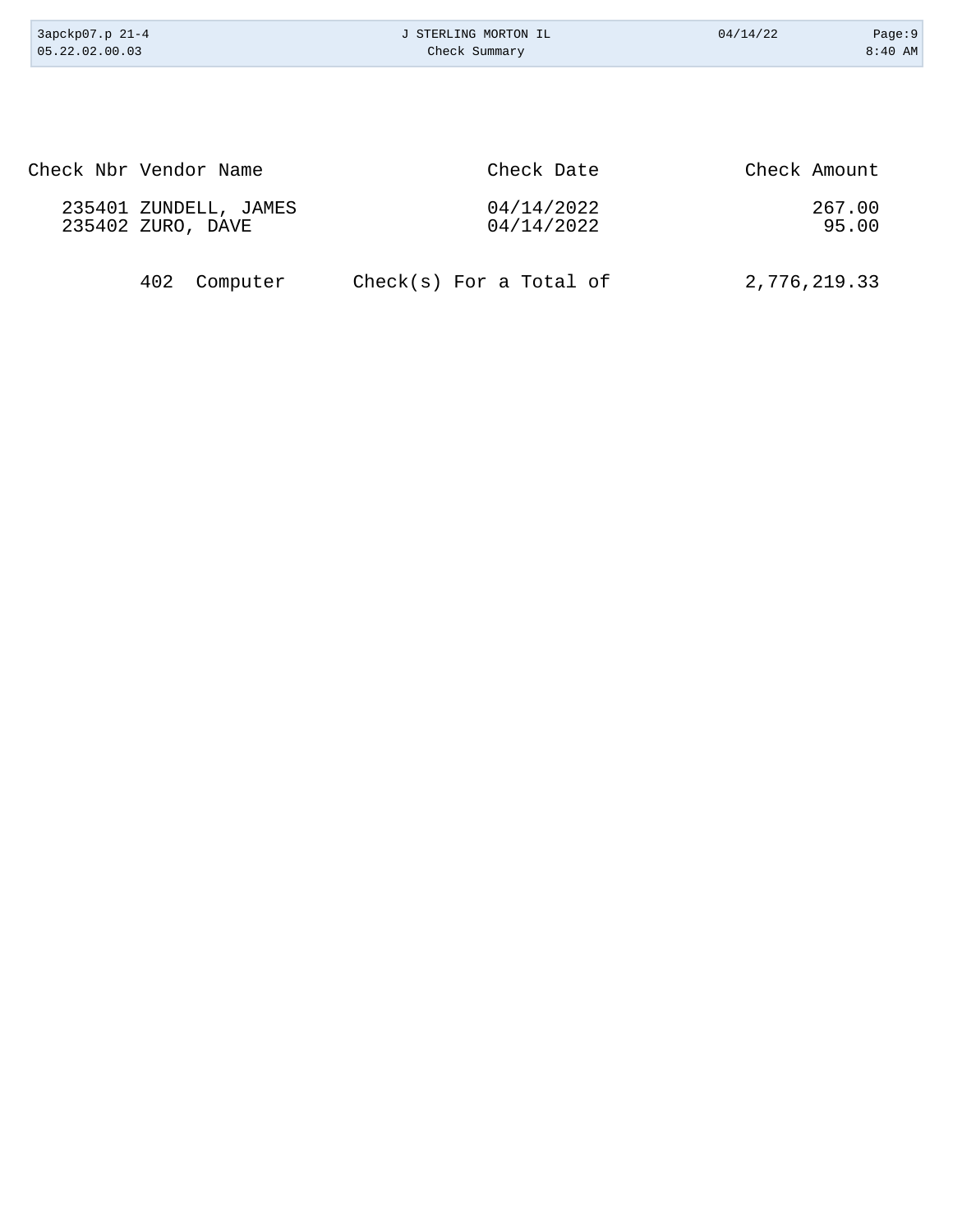| Check Nbr | Vendor Name | Check Date | Check Amount |
|---|---|---|---|
| 235401 | ZUNDELL, JAMES | 04/14/2022 | 267.00 |
| 235402 | ZURO, DAVE | 04/14/2022 | 95.00 |

402 Computer Check(s) For a Total of 2,776,219.33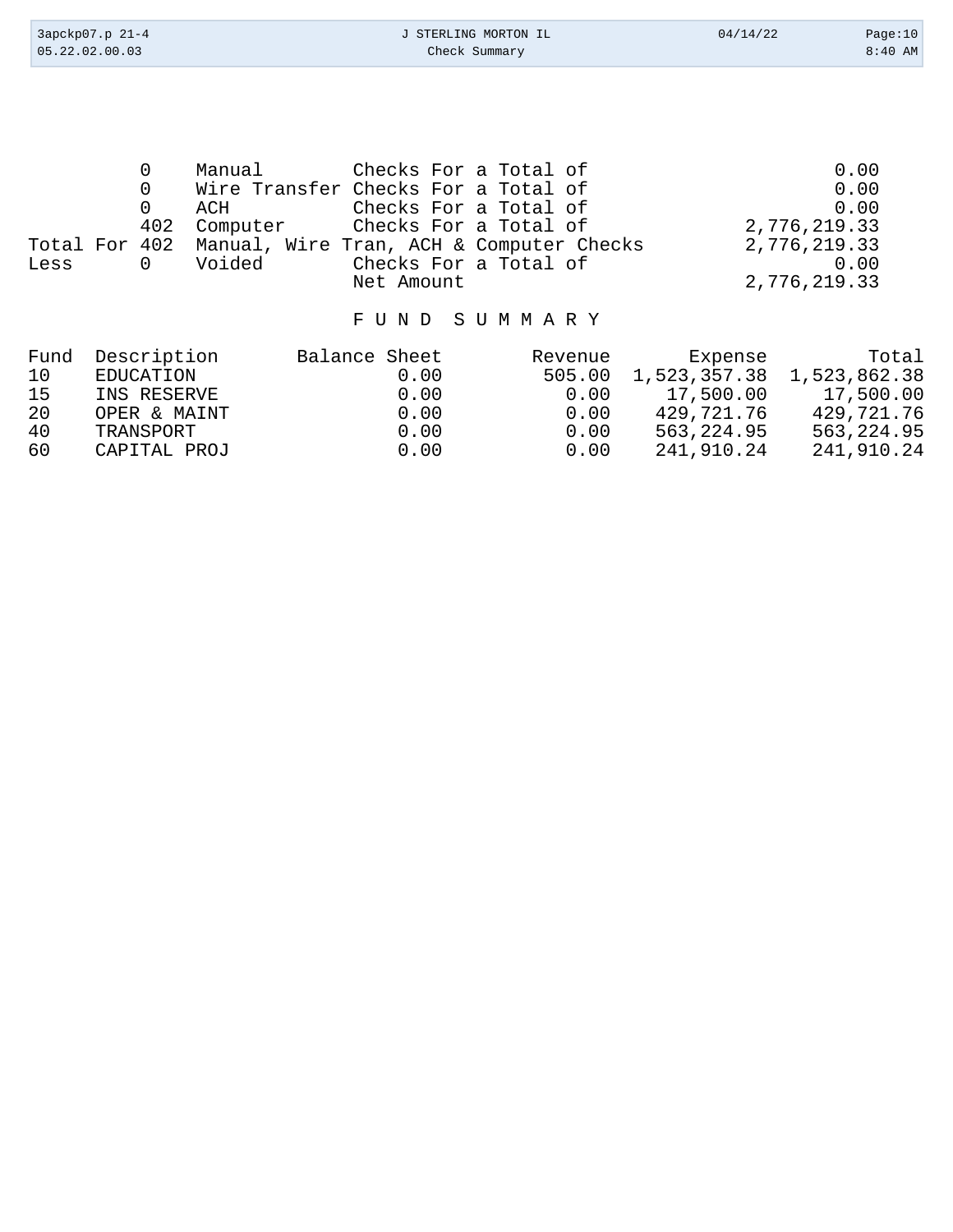| | | | |
|---|---|---|---|
| 0 | Manual | Checks For a Total of | 0.00 |
| 0 | Wire Transfer | Checks For a Total of | 0.00 |
| 0 | ACH | Checks For a Total of | 0.00 |
| 402 | Computer | Checks For a Total of | 2,776,219.33 |
| Total For 402 | Manual, Wire Tran, ACH & Computer Checks | | 2,776,219.33 |
| Less 0 | Voided | Checks For a Total of | 0.00 |
| | | Net Amount | 2,776,219.33 |

## F U N D S U M M A R Y

| Fund | Description | Balance Sheet | Revenue | Expense | Total |
|---|---|---|---|---|---|
| 10 | EDUCATION | 0.00 | 505.00 | 1,523,357.38 | 1,523,862.38 |
| 15 | INS RESERVE | 0.00 | 0.00 | 17,500.00 | 17,500.00 |
| 20 | OPER & MAINT | 0.00 | 0.00 | 429,721.76 | 429,721.76 |
| 40 | TRANSPORT | 0.00 | 0.00 | 563,224.95 | 563,224.95 |
| 60 | CAPITAL PROJ | 0.00 | 0.00 | 241,910.24 | 241,910.24 |